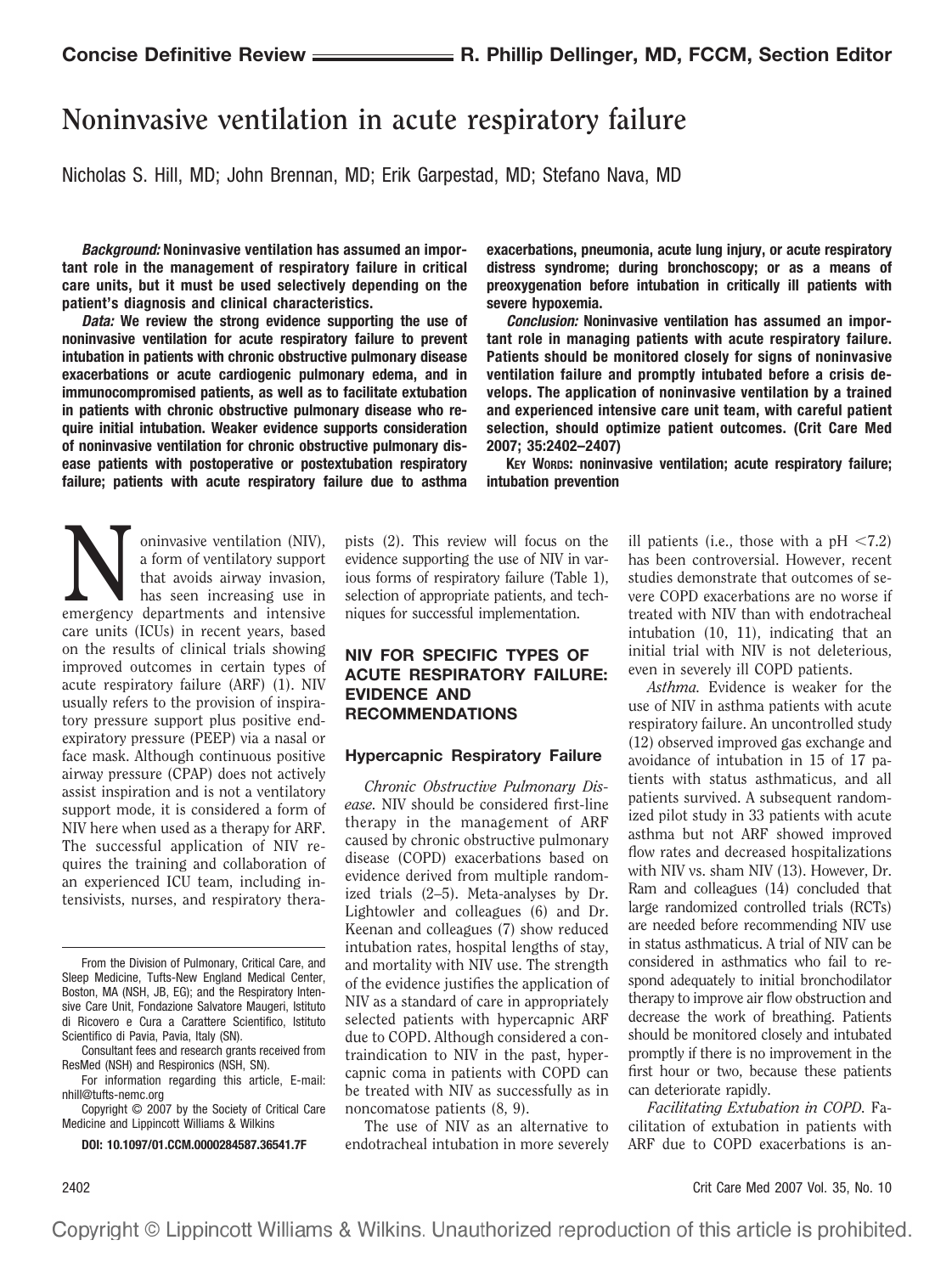Concise Definitive Review — R. Phillip Dellinger, MD, FCCM, Section Editor

# Noninvasive ventilation in acute respiratory failure

Nicholas S. Hill, MD; John Brennan, MD; Erik Garpestad, MD; Stefano Nava, MD

***Background:*** **Noninvasive ventilation has assumed an important role in the management of respiratory failure in critical care units, but it must be used selectively depending on the patient's diagnosis and clinical characteristics.**

***Data:*** **We review the strong evidence supporting the use of noninvasive ventilation for acute respiratory failure to prevent intubation in patients with chronic obstructive pulmonary disease exacerbations or acute cardiogenic pulmonary edema, and in immunocompromised patients, as well as to facilitate extubation in patients with chronic obstructive pulmonary disease who require initial intubation. Weaker evidence supports consideration of noninvasive ventilation for chronic obstructive pulmonary disease patients with postoperative or postextubation respiratory failure; patients with acute respiratory failure due to asthma exacerbations, pneumonia, acute lung injury, or acute respiratory distress syndrome; during bronchoscopy; or as a means of preoxygenation before intubation in critically ill patients with severe hypoxemia.**

***Conclusion:*** **Noninvasive ventilation has assumed an important role in managing patients with acute respiratory failure. Patients should be monitored closely for signs of noninvasive ventilation failure and promptly intubated before a crisis develops. The application of noninvasive ventilation by a trained and experienced intensive care unit team, with careful patient selection, should optimize patient outcomes. (Crit Care Med 2007; 35:2402–2407)**

**Key Words:** noninvasive ventilation; acute respiratory failure; intubation prevention

Noninvasive ventilation (NIV), a form of ventilatory support that avoids airway invasion, has seen increasing use in emergency departments and intensive care units (ICUs) in recent years, based on the results of clinical trials showing improved outcomes in certain types of acute respiratory failure (ARF) (1). NIV usually refers to the provision of inspiratory pressure support plus positive end-expiratory pressure (PEEP) via a nasal or face mask. Although continuous positive airway pressure (CPAP) does not actively assist inspiration and is not a ventilatory support mode, it is considered a form of NIV here when used as a therapy for ARF. The successful application of NIV requires the training and collaboration of an experienced ICU team, including intensivists, nurses, and respiratory therapists (2). This review will focus on the evidence supporting the use of NIV in various forms of respiratory failure (Table 1), selection of appropriate patients, and techniques for successful implementation.

## NIV FOR SPECIFIC TYPES OF ACUTE RESPIRATORY FAILURE: EVIDENCE AND RECOMMENDATIONS

### Hypercapnic Respiratory Failure

*Chronic Obstructive Pulmonary Disease.* NIV should be considered first-line therapy in the management of ARF caused by chronic obstructive pulmonary disease (COPD) exacerbations based on evidence derived from multiple randomized trials (2–5). Meta-analyses by Dr. Lightowler and colleagues (6) and Dr. Keenan and colleagues (7) show reduced intubation rates, hospital lengths of stay, and mortality with NIV use. The strength of the evidence justifies the application of NIV as a standard of care in appropriately selected patients with hypercapnic ARF due to COPD. Although considered a contraindication to NIV in the past, hypercapnic coma in patients with COPD can be treated with NIV as successfully as in noncomatose patients (8, 9).

The use of NIV as an alternative to endotracheal intubation in more severely ill patients (i.e., those with a pH $<7.2$) has been controversial. However, recent studies demonstrate that outcomes of severe COPD exacerbations are no worse if treated with NIV than with endotracheal intubation (10, 11), indicating that an initial trial with NIV is not deleterious, even in severely ill COPD patients.

*Asthma.* Evidence is weaker for the use of NIV in asthma patients with acute respiratory failure. An uncontrolled study (12) observed improved gas exchange and avoidance of intubation in 15 of 17 patients with status asthmaticus, and all patients survived. A subsequent randomized pilot study in 33 patients with acute asthma but not ARF showed improved flow rates and decreased hospitalizations with NIV vs. sham NIV (13). However, Dr. Ram and colleagues (14) concluded that large randomized controlled trials (RCTs) are needed before recommending NIV use in status asthmaticus. A trial of NIV can be considered in asthmatics who fail to respond adequately to initial bronchodilator therapy to improve air flow obstruction and decrease the work of breathing. Patients should be monitored closely and intubated promptly if there is no improvement in the first hour or two, because these patients can deteriorate rapidly.

*Facilitating Extubation in COPD.* Facilitation of extubation in patients with ARF due to COPD exacerbations is an-

From the Division of Pulmonary, Critical Care, and Sleep Medicine, Tufts-New England Medical Center, Boston, MA (NSH, JB, EG); and the Respiratory Intensive Care Unit, Fondazione Salvatore Maugeri, Istituto di Ricovero e Cura a Carattere Scientifico, Istituto Scientifico di Pavia, Pavia, Italy (SN).

Consultant fees and research grants received from ResMed (NSH) and Respironics (NSH, SN).

For information regarding this article, E-mail: nhill@tufts-nemc.org

Copyright © 2007 by the Society of Critical Care Medicine and Lippincott Williams & Wilkins

**DOI: 10.1097/01.CCM.0000284587.36541.7F**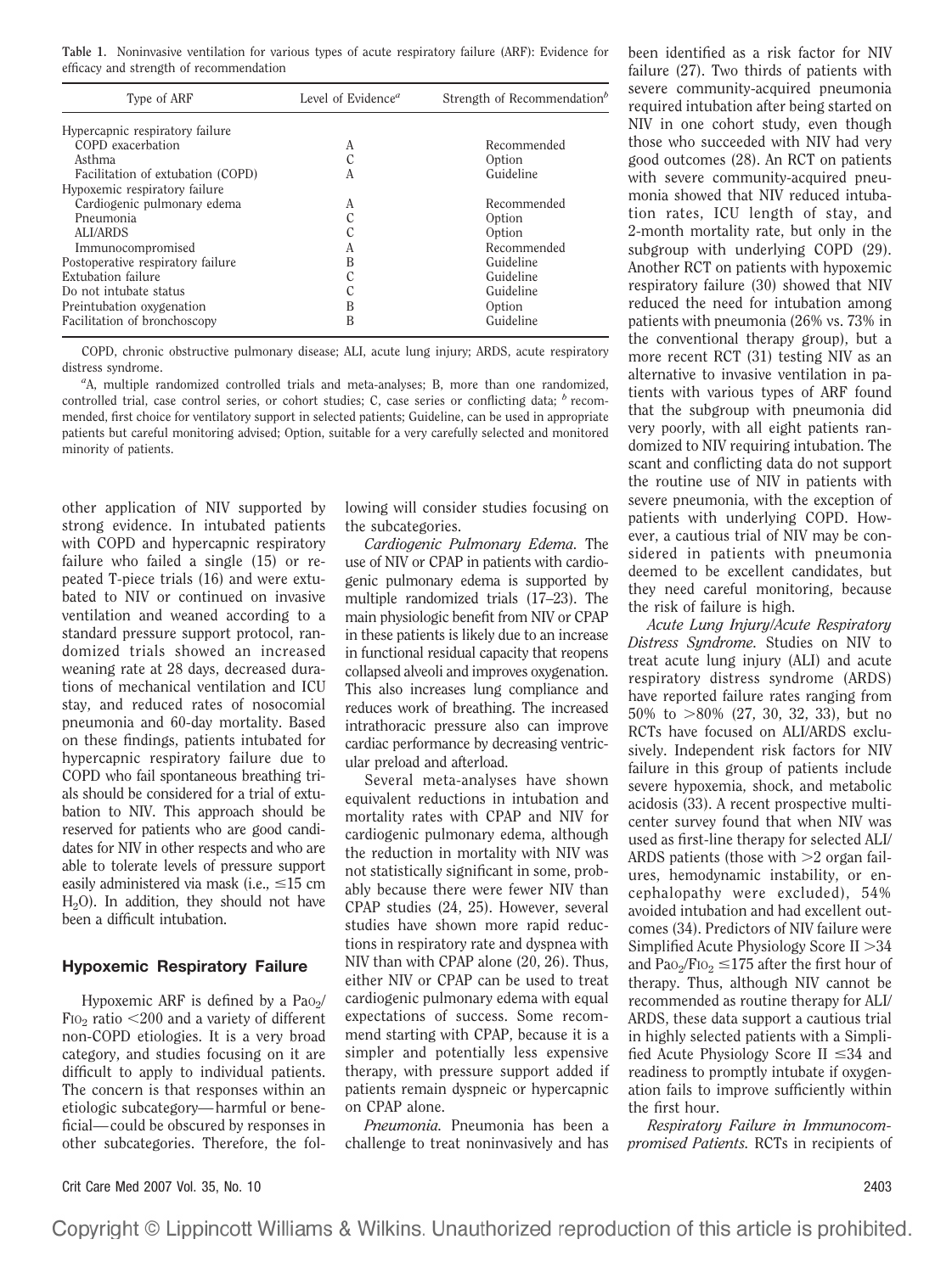**Table 1.** Noninvasive ventilation for various types of acute respiratory failure (ARF): Evidence for efficacy and strength of recommendation

| Type of ARF | Level of Evidence[a] | Strength of Recommendation[b] |
|---|---|---|
| Hypercapnic respiratory failure | | |
| COPD exacerbation | A | Recommended |
| Asthma | C | Option |
| Facilitation of extubation (COPD) | A | Guideline |
| Hypoxemic respiratory failure | | |
| Cardiogenic pulmonary edema | A | Recommended |
| Pneumonia | C | Option |
| ALI/ARDS | C | Option |
| Immunocompromised | A | Recommended |
| Postoperative respiratory failure | B | Guideline |
| Extubation failure | C | Guideline |
| Do not intubate status | C | Guideline |
| Preintubation oxygenation | B | Option |
| Facilitation of bronchoscopy | B | Guideline |

COPD, chronic obstructive pulmonary disease; ALI, acute lung injury; ARDS, acute respiratory distress syndrome.

[a]A, multiple randomized controlled trials and meta-analyses; B, more than one randomized, controlled trial, case control series, or cohort studies; C, case series or conflicting data; [b] recommended, first choice for ventilatory support in selected patients; Guideline, can be used in appropriate patients but careful monitoring advised; Option, suitable for a very carefully selected and monitored minority of patients.

other application of NIV supported by strong evidence. In intubated patients with COPD and hypercapnic respiratory failure who failed a single (15) or repeated T-piece trials (16) and were extubated to NIV or continued on invasive ventilation and weaned according to a standard pressure support protocol, randomized trials showed an increased weaning rate at 28 days, decreased durations of mechanical ventilation and ICU stay, and reduced rates of nosocomial pneumonia and 60-day mortality. Based on these findings, patients intubated for hypercapnic respiratory failure due to COPD who fail spontaneous breathing trials should be considered for a trial of extubation to NIV. This approach should be reserved for patients who are good candidates for NIV in other respects and who are able to tolerate levels of pressure support easily administered via mask (i.e., $\leq$15 cm $H_2O$). In addition, they should not have been a difficult intubation.

## Hypoxemic Respiratory Failure

Hypoxemic ARF is defined by a $PaO_2/FIO_2$ ratio $<$200 and a variety of different non-COPD etiologies. It is a very broad category, and studies focusing on it are difficult to apply to individual patients. The concern is that responses within an etiologic subcategory—harmful or beneficial—could be obscured by responses in other subcategories. Therefore, the following will consider studies focusing on the subcategories.

*Cardiogenic Pulmonary Edema.* The use of NIV or CPAP in patients with cardiogenic pulmonary edema is supported by multiple randomized trials (17–23). The main physiologic benefit from NIV or CPAP in these patients is likely due to an increase in functional residual capacity that reopens collapsed alveoli and improves oxygenation. This also increases lung compliance and reduces work of breathing. The increased intrathoracic pressure also can improve cardiac performance by decreasing ventricular preload and afterload.

Several meta-analyses have shown equivalent reductions in intubation and mortality rates with CPAP and NIV for cardiogenic pulmonary edema, although the reduction in mortality with NIV was not statistically significant in some, probably because there were fewer NIV than CPAP studies (24, 25). However, several studies have shown more rapid reductions in respiratory rate and dyspnea with NIV than with CPAP alone (20, 26). Thus, either NIV or CPAP can be used to treat cardiogenic pulmonary edema with equal expectations of success. Some recommend starting with CPAP, because it is a simpler and potentially less expensive therapy, with pressure support added if patients remain dyspneic or hypercapnic on CPAP alone.

*Pneumonia.* Pneumonia has been a challenge to treat noninvasively and has been identified as a risk factor for NIV failure (27). Two thirds of patients with severe community-acquired pneumonia required intubation after being started on NIV in one cohort study, even though those who succeeded with NIV had very good outcomes (28). An RCT on patients with severe community-acquired pneumonia showed that NIV reduced intubation rates, ICU length of stay, and 2-month mortality rate, but only in the subgroup with underlying COPD (29). Another RCT on patients with hypoxemic respiratory failure (30) showed that NIV reduced the need for intubation among patients with pneumonia (26% vs. 73% in the conventional therapy group), but a more recent RCT (31) testing NIV as an alternative to invasive ventilation in patients with various types of ARF found that the subgroup with pneumonia did very poorly, with all eight patients randomized to NIV requiring intubation. The scant and conflicting data do not support the routine use of NIV in patients with severe pneumonia, with the exception of patients with underlying COPD. However, a cautious trial of NIV may be considered in patients with pneumonia deemed to be excellent candidates, but they need careful monitoring, because the risk of failure is high.

*Acute Lung Injury/Acute Respiratory Distress Syndrome.* Studies on NIV to treat acute lung injury (ALI) and acute respiratory distress syndrome (ARDS) have reported failure rates ranging from 50% to $>$80% (27, 30, 32, 33), but no RCTs have focused on ALI/ARDS exclusively. Independent risk factors for NIV failure in this group of patients include severe hypoxemia, shock, and metabolic acidosis (33). A recent prospective multicenter survey found that when NIV was used as first-line therapy for selected ALI/ARDS patients (those with $>$2 organ failures, hemodynamic instability, or encephalopathy were excluded), 54% avoided intubation and had excellent outcomes (34). Predictors of NIV failure were Simplified Acute Physiology Score II $>$34 and $PaO_2/FIO_2 \leq$175 after the first hour of therapy. Thus, although NIV cannot be recommended as routine therapy for ALI/ARDS, these data support a cautious trial in highly selected patients with a Simplified Acute Physiology Score II $\leq$34 and readiness to promptly intubate if oxygenation fails to improve sufficiently within the first hour.

*Respiratory Failure in Immunocompromised Patients.* RCTs in recipients of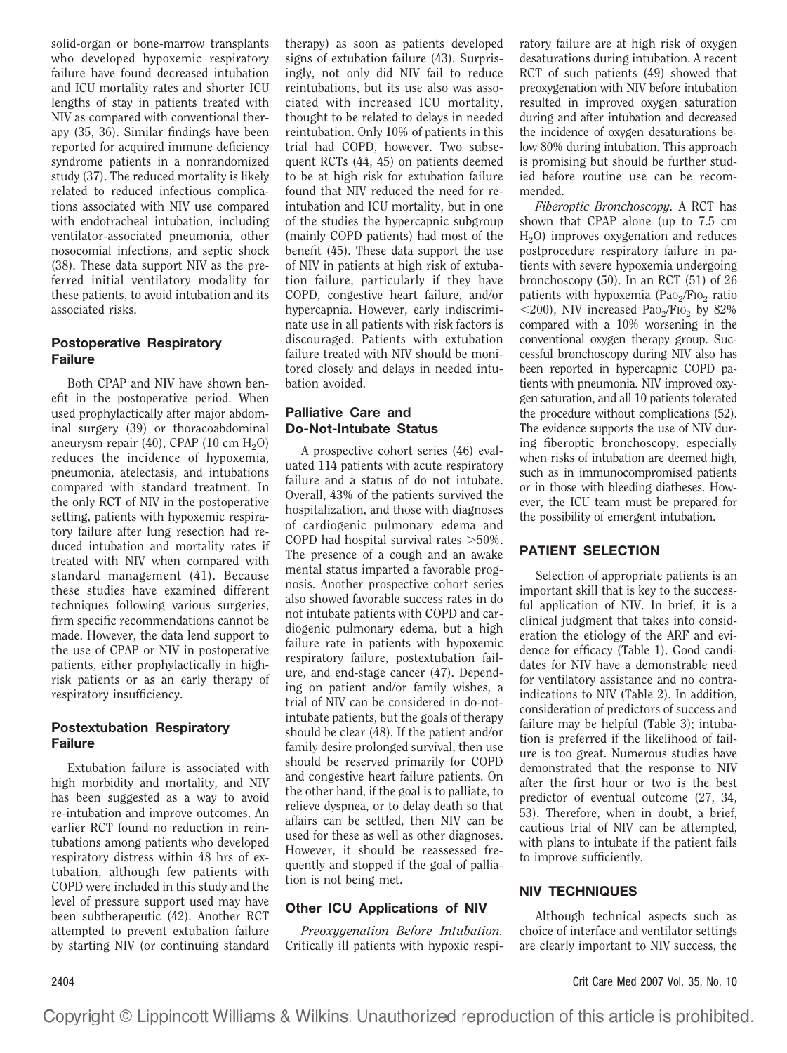solid-organ or bone-marrow transplants who developed hypoxemic respiratory failure have found decreased intubation and ICU mortality rates and shorter ICU lengths of stay in patients treated with NIV as compared with conventional therapy (35, 36). Similar findings have been reported for acquired immune deficiency syndrome patients in a nonrandomized study (37). The reduced mortality is likely related to reduced infectious complications associated with NIV use compared with endotracheal intubation, including ventilator-associated pneumonia, other nosocomial infections, and septic shock (38). These data support NIV as the preferred initial ventilatory modality for these patients, to avoid intubation and its associated risks.

### Postoperative Respiratory Failure

Both CPAP and NIV have shown benefit in the postoperative period. When used prophylactically after major abdominal surgery (39) or thoracoabdominal aneurysm repair (40), CPAP (10 cm $H_2O$) reduces the incidence of hypoxemia, pneumonia, atelectasis, and intubations compared with standard treatment. In the only RCT of NIV in the postoperative setting, patients with hypoxemic respiratory failure after lung resection had reduced intubation and mortality rates if treated with NIV when compared with standard management (41). Because these studies have examined different techniques following various surgeries, firm specific recommendations cannot be made. However, the data lend support to the use of CPAP or NIV in postoperative patients, either prophylactically in high-risk patients or as an early therapy of respiratory insufficiency.

### Postextubation Respiratory Failure

Extubation failure is associated with high morbidity and mortality, and NIV has been suggested as a way to avoid re-intubation and improve outcomes. An earlier RCT found no reduction in reintubations among patients who developed respiratory distress within 48 hrs of extubation, although few patients with COPD were included in this study and the level of pressure support used may have been subtherapeutic (42). Another RCT attempted to prevent extubation failure by starting NIV (or continuing standard therapy) as soon as patients developed signs of extubation failure (43). Surprisingly, not only did NIV fail to reduce reintubations, but its use also was associated with increased ICU mortality, thought to be related to delays in needed reintubation. Only 10% of patients in this trial had COPD, however. Two subsequent RCTs (44, 45) on patients deemed to be at high risk for extubation failure found that NIV reduced the need for reintubation and ICU mortality, but in one of the studies the hypercapnic subgroup (mainly COPD patients) had most of the benefit (45). These data support the use of NIV in patients at high risk of extubation failure, particularly if they have COPD, congestive heart failure, and/or hypercapnia. However, early indiscriminate use in all patients with risk factors is discouraged. Patients with extubation failure treated with NIV should be monitored closely and delays in needed intubation avoided.

### Palliative Care and Do-Not-Intubate Status

A prospective cohort series (46) evaluated 114 patients with acute respiratory failure and a status of do not intubate. Overall, 43% of the patients survived the hospitalization, and those with diagnoses of cardiogenic pulmonary edema and COPD had hospital survival rates >50%. The presence of a cough and an awake mental status imparted a favorable prognosis. Another prospective cohort series also showed favorable success rates in do not intubate patients with COPD and cardiogenic pulmonary edema, but a high failure rate in patients with hypoxemic respiratory failure, postextubation failure, and end-stage cancer (47). Depending on patient and/or family wishes, a trial of NIV can be considered in do-not-intubate patients, but the goals of therapy should be clear (48). If the patient and/or family desire prolonged survival, then use should be reserved primarily for COPD and congestive heart failure patients. On the other hand, if the goal is to palliate, to relieve dyspnea, or to delay death so that affairs can be settled, then NIV can be used for these as well as other diagnoses. However, it should be reassessed frequently and stopped if the goal of palliation is not being met.

### Other ICU Applications of NIV

*Preoxygenation Before Intubation.* Critically ill patients with hypoxic respiratory failure are at high risk of oxygen desaturations during intubation. A recent RCT of such patients (49) showed that preoxygenation with NIV before intubation resulted in improved oxygen saturation during and after intubation and decreased the incidence of oxygen desaturations below 80% during intubation. This approach is promising but should be further studied before routine use can be recommended.

*Fiberoptic Bronchoscopy.* A RCT has shown that CPAP alone (up to 7.5 cm $H_2O$) improves oxygenation and reduces postprocedure respiratory failure in patients with severe hypoxemia undergoing bronchoscopy (50). In an RCT (51) of 26 patients with hypoxemia ($Pa_{O_2}/F_{IO_2}$ ratio <200), NIV increased $Pa_{O_2}/F_{IO_2}$ by 82% compared with a 10% worsening in the conventional oxygen therapy group. Successful bronchoscopy during NIV also has been reported in hypercapnic COPD patients with pneumonia. NIV improved oxygen saturation, and all 10 patients tolerated the procedure without complications (52). The evidence supports the use of NIV during fiberoptic bronchoscopy, especially when risks of intubation are deemed high, such as in immunocompromised patients or in those with bleeding diatheses. However, the ICU team must be prepared for the possibility of emergent intubation.

## PATIENT SELECTION

Selection of appropriate patients is an important skill that is key to the successful application of NIV. In brief, it is a clinical judgment that takes into consideration the etiology of the ARF and evidence for efficacy (Table 1). Good candidates for NIV have a demonstrable need for ventilatory assistance and no contraindications to NIV (Table 2). In addition, consideration of predictors of success and failure may be helpful (Table 3); intubation is preferred if the likelihood of failure is too great. Numerous studies have demonstrated that the response to NIV after the first hour or two is the best predictor of eventual outcome (27, 34, 53). Therefore, when in doubt, a brief, cautious trial of NIV can be attempted, with plans to intubate if the patient fails to improve sufficiently.

## NIV TECHNIQUES

Although technical aspects such as choice of interface and ventilator settings are clearly important to NIV success, the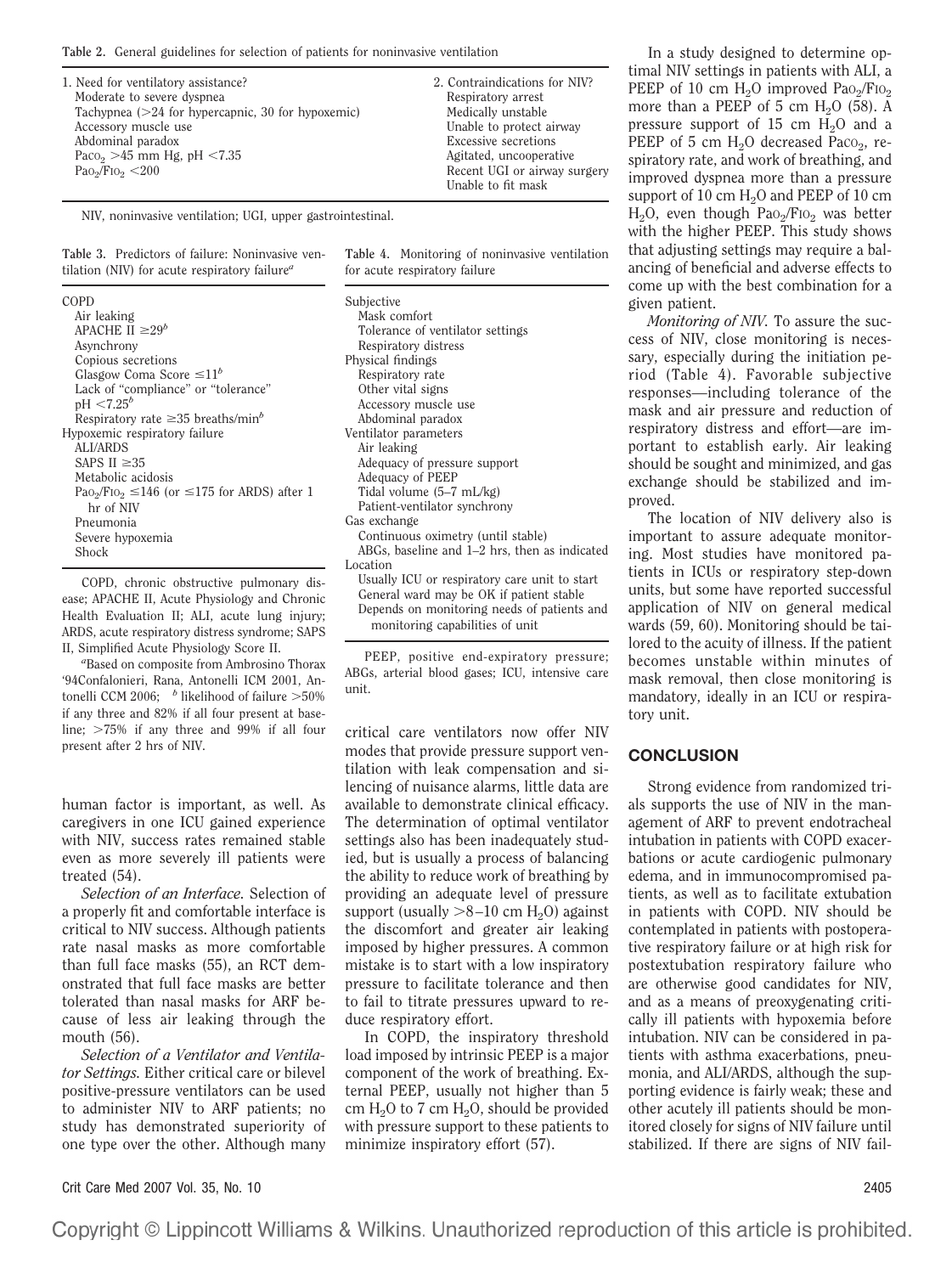**Table 2.** General guidelines for selection of patients for noninvasive ventilation

| 1. Need for ventilatory assistance? | 2. Contraindications for NIV? |
|---|---|
| Moderate to severe dyspnea | Respiratory arrest |
| Tachypnea (>24 for hypercapnic, 30 for hypoxemic) | Medically unstable |
| Accessory muscle use | Unable to protect airway |
| Abdominal paradox | Excessive secretions |
| $Pa_{CO_2}$ >45 mm Hg, pH <7.35 | Agitated, uncooperative |
| $Pa_{O_2}/F_{IO_2}$ <200 | Recent UGI or airway surgery |
| | Unable to fit mask |

NIV, noninvasive ventilation; UGI, upper gastrointestinal.

**Table 3.** Predictors of failure: Noninvasive ventilation (NIV) for acute respiratory failure[a]

| |
|---|
| COPD |
| Air leaking |
| APACHE II ≥29[b] |
| Asynchrony |
| Copious secretions |
| Glasgow Coma Score ≤11[b] |
| Lack of "compliance" or "tolerance" |
| pH <7.25[b] |
| Respiratory rate ≥35 breaths/min[b] |
| Hypoxemic respiratory failure |
| ALI/ARDS |
| SAPS II ≥35 |
| Metabolic acidosis |
| $Pa_{O_2}/F_{IO_2}$ ≤146 (or ≤175 for ARDS) after 1 hr of NIV |
| Pneumonia |
| Severe hypoxemia |
| Shock |

COPD, chronic obstructive pulmonary disease; APACHE II, Acute Physiology and Chronic Health Evaluation II; ALI, acute lung injury; ARDS, acute respiratory distress syndrome; SAPS II, Simplified Acute Physiology Score II.

[a]Based on composite from Ambrosino Thorax '94Confalonieri, Rana, Antonelli ICM 2001, Antonelli CCM 2006; [b] likelihood of failure >50% if any three and 82% if all four present at baseline; >75% if any three and 99% if all four present after 2 hrs of NIV.

**Table 4.** Monitoring of noninvasive ventilation for acute respiratory failure

| |
|---|
| Subjective |
| Mask comfort |
| Tolerance of ventilator settings |
| Respiratory distress |
| Physical findings |
| Respiratory rate |
| Other vital signs |
| Accessory muscle use |
| Abdominal paradox |
| Ventilator parameters |
| Air leaking |
| Adequacy of pressure support |
| Adequacy of PEEP |
| Tidal volume (5–7 mL/kg) |
| Patient-ventilator synchrony |
| Gas exchange |
| Continuous oximetry (until stable) |
| ABGs, baseline and 1–2 hrs, then as indicated |
| Location |
| Usually ICU or respiratory care unit to start |
| General ward may be OK if patient stable |
| Depends on monitoring needs of patients and monitoring capabilities of unit |

PEEP, positive end-expiratory pressure; ABGs, arterial blood gases; ICU, intensive care unit.

human factor is important, as well. As caregivers in one ICU gained experience with NIV, success rates remained stable even as more severely ill patients were treated (54).

*Selection of an Interface.* Selection of a properly fit and comfortable interface is critical to NIV success. Although patients rate nasal masks as more comfortable than full face masks (55), an RCT demonstrated that full face masks are better tolerated than nasal masks for ARF because of less air leaking through the mouth (56).

*Selection of a Ventilator and Ventilator Settings.* Either critical care or bilevel positive-pressure ventilators can be used to administer NIV to ARF patients; no study has demonstrated superiority of one type over the other. Although many critical care ventilators now offer NIV modes that provide pressure support ventilation with leak compensation and silencing of nuisance alarms, little data are available to demonstrate clinical efficacy. The determination of optimal ventilator settings also has been inadequately studied, but is usually a process of balancing the ability to reduce work of breathing by providing an adequate level of pressure support (usually >8–10 cm $H_2O$) against the discomfort and greater air leaking imposed by higher pressures. A common mistake is to start with a low inspiratory pressure to facilitate tolerance and then to fail to titrate pressures upward to reduce respiratory effort.

In COPD, the inspiratory threshold load imposed by intrinsic PEEP is a major component of the work of breathing. External PEEP, usually not higher than 5 cm $H_2O$ to 7 cm $H_2O$, should be provided with pressure support to these patients to minimize inspiratory effort (57).

In a study designed to determine optimal NIV settings in patients with ALI, a PEEP of 10 cm $H_2O$ improved $Pa_{O_2}/F_{IO_2}$ more than a PEEP of 5 cm $H_2O$ (58). A pressure support of 15 cm $H_2O$ and a PEEP of 5 cm $H_2O$ decreased $Pa_{CO_2}$, respiratory rate, and work of breathing, and improved dyspnea more than a pressure support of 10 cm $H_2O$ and PEEP of 10 cm $H_2O$, even though $Pa_{O_2}/F_{IO_2}$ was better with the higher PEEP. This study shows that adjusting settings may require a balancing of beneficial and adverse effects to come up with the best combination for a given patient.

*Monitoring of NIV.* To assure the success of NIV, close monitoring is necessary, especially during the initiation period (Table 4). Favorable subjective responses—including tolerance of the mask and air pressure and reduction of respiratory distress and effort—are important to establish early. Air leaking should be sought and minimized, and gas exchange should be stabilized and improved.

The location of NIV delivery also is important to assure adequate monitoring. Most studies have monitored patients in ICUs or respiratory step-down units, but some have reported successful application of NIV on general medical wards (59, 60). Monitoring should be tailored to the acuity of illness. If the patient becomes unstable within minutes of mask removal, then close monitoring is mandatory, ideally in an ICU or respiratory unit.

## CONCLUSION

Strong evidence from randomized trials supports the use of NIV in the management of ARF to prevent endotracheal intubation in patients with COPD exacerbations or acute cardiogenic pulmonary edema, and in immunocompromised patients, as well as to facilitate extubation in patients with COPD. NIV should be contemplated in patients with postoperative respiratory failure or at high risk for postextubation respiratory failure who are otherwise good candidates for NIV, and as a means of preoxygenating critically ill patients with hypoxemia before intubation. NIV can be considered in patients with asthma exacerbations, pneumonia, and ALI/ARDS, although the supporting evidence is fairly weak; these and other acutely ill patients should be monitored closely for signs of NIV failure until stabilized. If there are signs of NIV fail-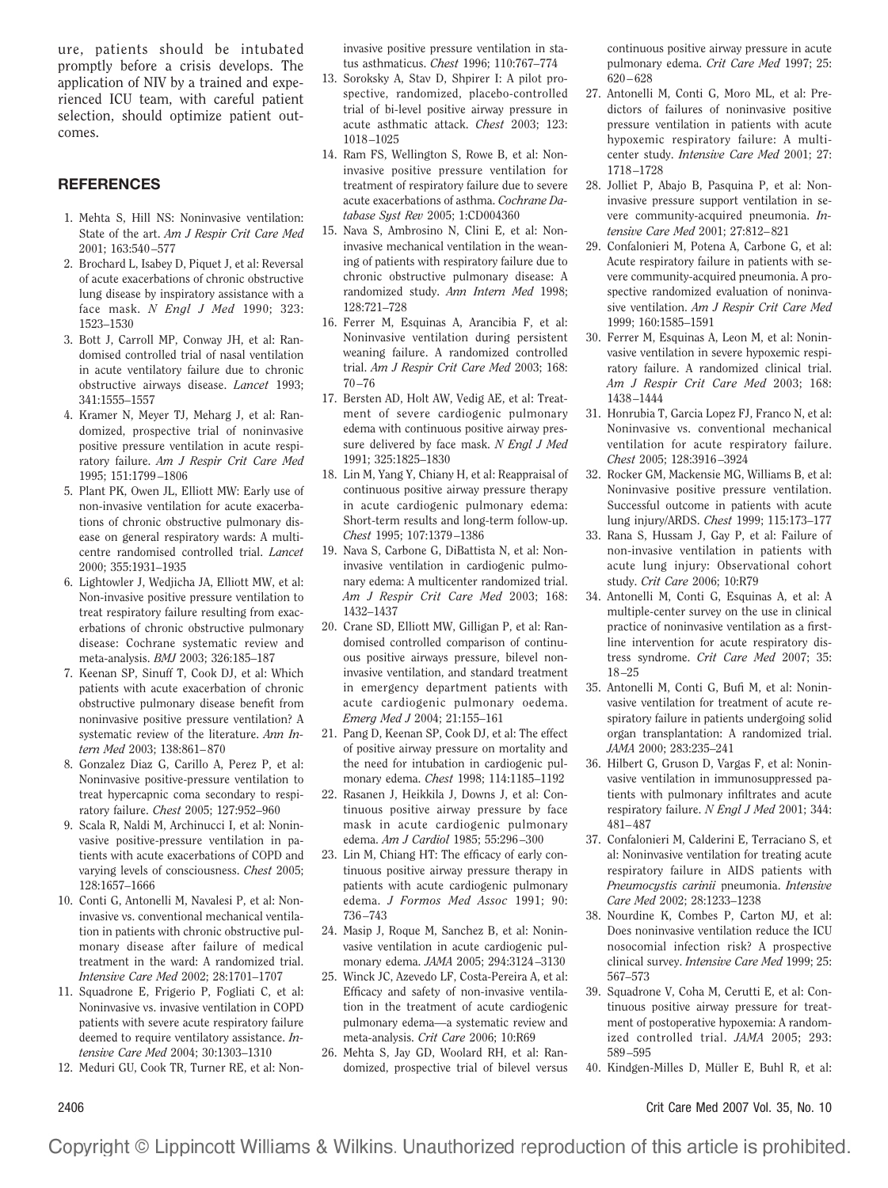ure, patients should be intubated promptly before a crisis develops. The application of NIV by a trained and experienced ICU team, with careful patient selection, should optimize patient outcomes.

## REFERENCES

1. Mehta S, Hill NS: Noninvasive ventilation: State of the art. *Am J Respir Crit Care Med* 2001; 163:540–577
2. Brochard L, Isabey D, Piquet J, et al: Reversal of acute exacerbations of chronic obstructive lung disease by inspiratory assistance with a face mask. *N Engl J Med* 1990; 323: 1523–1530
3. Bott J, Carroll MP, Conway JH, et al: Randomised controlled trial of nasal ventilation in acute ventilatory failure due to chronic obstructive airways disease. *Lancet* 1993; 341:1555–1557
4. Kramer N, Meyer TJ, Meharg J, et al: Randomized, prospective trial of noninvasive positive pressure ventilation in acute respiratory failure. *Am J Respir Crit Care Med* 1995; 151:1799–1806
5. Plant PK, Owen JL, Elliott MW: Early use of non-invasive ventilation for acute exacerbations of chronic obstructive pulmonary disease on general respiratory wards: A multicentre randomised controlled trial. *Lancet* 2000; 355:1931–1935
6. Lightowler J, Wedjicha JA, Elliott MW, et al: Non-invasive positive pressure ventilation to treat respiratory failure resulting from exacerbations of chronic obstructive pulmonary disease: Cochrane systematic review and meta-analysis. *BMJ* 2003; 326:185–187
7. Keenan SP, Sinuff T, Cook DJ, et al: Which patients with acute exacerbation of chronic obstructive pulmonary disease benefit from noninvasive positive pressure ventilation? A systematic review of the literature. *Ann Intern Med* 2003; 138:861–870
8. Gonzalez Diaz G, Carillo A, Perez P, et al: Noninvasive positive-pressure ventilation to treat hypercapnic coma secondary to respiratory failure. *Chest* 2005; 127:952–960
9. Scala R, Naldi M, Archinucci I, et al: Noninvasive positive-pressure ventilation in patients with acute exacerbations of COPD and varying levels of consciousness. *Chest* 2005; 128:1657–1666
10. Conti G, Antonelli M, Navalesi P, et al: Noninvasive vs. conventional mechanical ventilation in patients with chronic obstructive pulmonary disease after failure of medical treatment in the ward: A randomized trial. *Intensive Care Med* 2002; 28:1701–1707
11. Squadrone E, Frigerio P, Fogliati C, et al: Noninvasive vs. invasive ventilation in COPD patients with severe acute respiratory failure deemed to require ventilatory assistance. *Intensive Care Med* 2004; 30:1303–1310
12. Meduri GU, Cook TR, Turner RE, et al: Noninvasive positive pressure ventilation in status asthmaticus. *Chest* 1996; 110:767–774
13. Soroksky A, Stav D, Shpirer I: A pilot prospective, randomized, placebo-controlled trial of bi-level positive airway pressure in acute asthmatic attack. *Chest* 2003; 123: 1018–1025
14. Ram FS, Wellington S, Rowe B, et al: Noninvasive positive pressure ventilation for treatment of respiratory failure due to severe acute exacerbations of asthma. *Cochrane Database Syst Rev* 2005; 1:CD004360
15. Nava S, Ambrosino N, Clini E, et al: Noninvasive mechanical ventilation in the weaning of patients with respiratory failure due to chronic obstructive pulmonary disease: A randomized study. *Ann Intern Med* 1998; 128:721–728
16. Ferrer M, Esquinas A, Arancibia F, et al: Noninvasive ventilation during persistent weaning failure. A randomized controlled trial. *Am J Respir Crit Care Med* 2003; 168: 70–76
17. Bersten AD, Holt AW, Vedig AE, et al: Treatment of severe cardiogenic pulmonary edema with continuous positive airway pressure delivered by face mask. *N Engl J Med* 1991; 325:1825–1830
18. Lin M, Yang Y, Chiany H, et al: Reappraisal of continuous positive airway pressure therapy in acute cardiogenic pulmonary edema: Short-term results and long-term follow-up. *Chest* 1995; 107:1379–1386
19. Nava S, Carbone G, DiBattista N, et al: Noninvasive ventilation in cardiogenic pulmonary edema: A multicenter randomized trial. *Am J Respir Crit Care Med* 2003; 168: 1432–1437
20. Crane SD, Elliott MW, Gilligan P, et al: Randomised controlled comparison of continuous positive airways pressure, bilevel noninvasive ventilation, and standard treatment in emergency department patients with acute cardiogenic pulmonary oedema. *Emerg Med J* 2004; 21:155–161
21. Pang D, Keenan SP, Cook DJ, et al: The effect of positive airway pressure on mortality and the need for intubation in cardiogenic pulmonary edema. *Chest* 1998; 114:1185–1192
22. Rasanen J, Heikkila J, Downs J, et al: Continuous positive airway pressure by face mask in acute cardiogenic pulmonary edema. *Am J Cardiol* 1985; 55:296–300
23. Lin M, Chiang HT: The efficacy of early continuous positive airway pressure therapy in patients with acute cardiogenic pulmonary edema. *J Formos Med Assoc* 1991; 90: 736–743
24. Masip J, Roque M, Sanchez B, et al: Noninvasive ventilation in acute cardiogenic pulmonary edema. *JAMA* 2005; 294:3124–3130
25. Winck JC, Azevedo LF, Costa-Pereira A, et al: Efficacy and safety of non-invasive ventilation in the treatment of acute cardiogenic pulmonary edema—a systematic review and meta-analysis. *Crit Care* 2006; 10:R69
26. Mehta S, Jay GD, Woolard RH, et al: Randomized, prospective trial of bilevel versus continuous positive airway pressure in acute pulmonary edema. *Crit Care Med* 1997; 25: 620–628
27. Antonelli M, Conti G, Moro ML, et al: Predictors of failures of noninvasive positive pressure ventilation in patients with acute hypoxemic respiratory failure: A multicenter study. *Intensive Care Med* 2001; 27: 1718–1728
28. Jolliet P, Abajo B, Pasquina P, et al: Noninvasive pressure support ventilation in severe community-acquired pneumonia. *Intensive Care Med* 2001; 27:812–821
29. Confalonieri M, Potena A, Carbone G, et al: Acute respiratory failure in patients with severe community-acquired pneumonia. A prospective randomized evaluation of noninvasive ventilation. *Am J Respir Crit Care Med* 1999; 160:1585–1591
30. Ferrer M, Esquinas A, Leon M, et al: Noninvasive ventilation in severe hypoxemic respiratory failure. A randomized clinical trial. *Am J Respir Crit Care Med* 2003; 168: 1438–1444
31. Honrubia T, Garcia Lopez FJ, Franco N, et al: Noninvasive vs. conventional mechanical ventilation for acute respiratory failure. *Chest* 2005; 128:3916–3924
32. Rocker GM, Mackensie MG, Williams B, et al: Noninvasive positive pressure ventilation. Successful outcome in patients with acute lung injury/ARDS. *Chest* 1999; 115:173–177
33. Rana S, Hussam J, Gay P, et al: Failure of non-invasive ventilation in patients with acute lung injury: Observational cohort study. *Crit Care* 2006; 10:R79
34. Antonelli M, Conti G, Esquinas A, et al: A multiple-center survey on the use in clinical practice of noninvasive ventilation as a first-line intervention for acute respiratory distress syndrome. *Crit Care Med* 2007; 35: 18–25
35. Antonelli M, Conti G, Bufi M, et al: Noninvasive ventilation for treatment of acute respiratory failure in patients undergoing solid organ transplantation: A randomized trial. *JAMA* 2000; 283:235–241
36. Hilbert G, Gruson D, Vargas F, et al: Noninvasive ventilation in immunosuppressed patients with pulmonary infiltrates and acute respiratory failure. *N Engl J Med* 2001; 344: 481–487
37. Confalonieri M, Calderini E, Terraciano S, et al: Noninvasive ventilation for treating acute respiratory failure in AIDS patients with *Pneumocystis carinii* pneumonia. *Intensive Care Med* 2002; 28:1233–1238
38. Nourdine K, Combes P, Carton MJ, et al: Does noninvasive ventilation reduce the ICU nosocomial infection risk? A prospective clinical survey. *Intensive Care Med* 1999; 25: 567–573
39. Squadrone V, Coha M, Cerutti E, et al: Continuous positive airway pressure for treatment of postoperative hypoxemia: A randomized controlled trial. *JAMA* 2005; 293: 589–595
40. Kindgen-Milles D, Müller E, Buhl R, et al: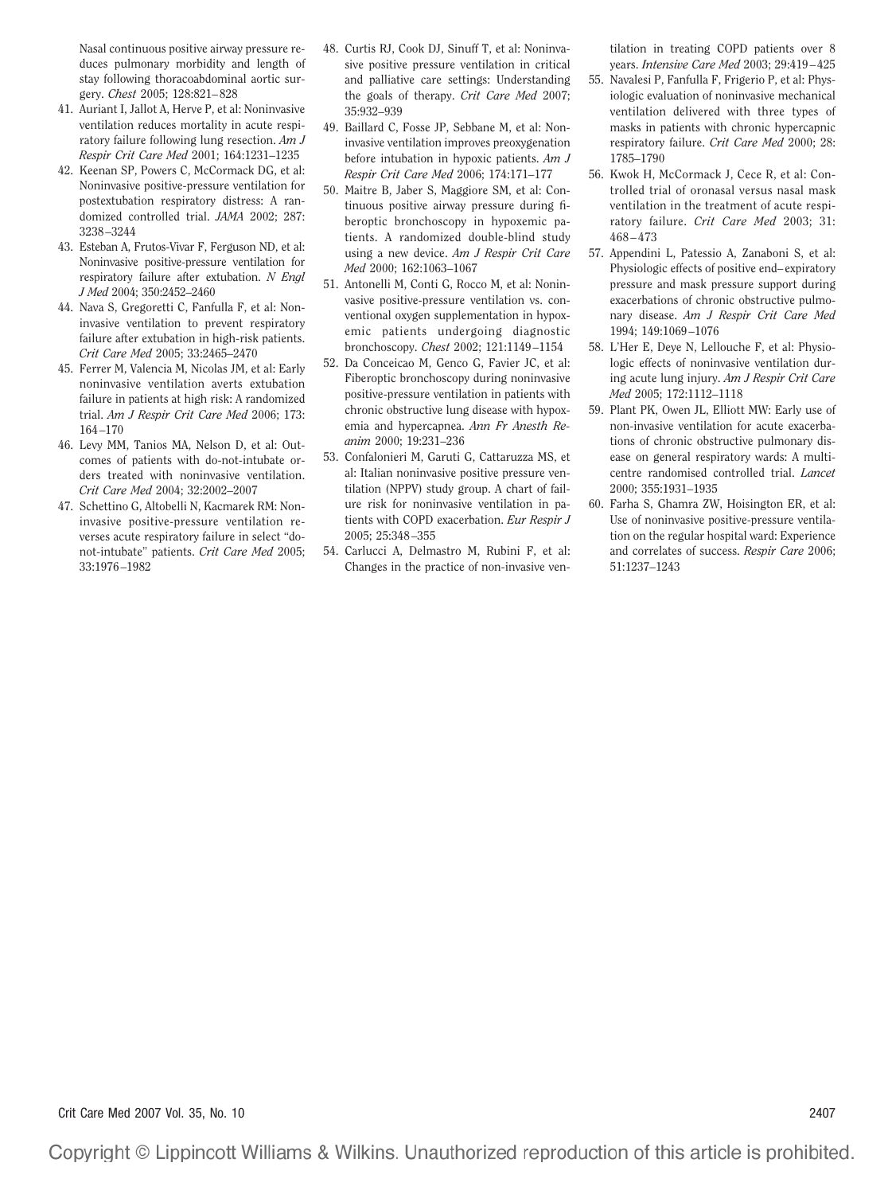Nasal continuous positive airway pressure reduces pulmonary morbidity and length of stay following thoracoabdominal aortic surgery. *Chest* 2005; 128:821–828

41. Auriant I, Jallot A, Herve P, et al: Noninvasive ventilation reduces mortality in acute respiratory failure following lung resection. *Am J Respir Crit Care Med* 2001; 164:1231–1235
42. Keenan SP, Powers C, McCormack DG, et al: Noninvasive positive-pressure ventilation for postextubation respiratory distress: A randomized controlled trial. *JAMA* 2002; 287: 3238–3244
43. Esteban A, Frutos-Vivar F, Ferguson ND, et al: Noninvasive positive-pressure ventilation for respiratory failure after extubation. *N Engl J Med* 2004; 350:2452–2460
44. Nava S, Gregoretti C, Fanfulla F, et al: Noninvasive ventilation to prevent respiratory failure after extubation in high-risk patients. *Crit Care Med* 2005; 33:2465–2470
45. Ferrer M, Valencia M, Nicolas JM, et al: Early noninvasive ventilation averts extubation failure in patients at high risk: A randomized trial. *Am J Respir Crit Care Med* 2006; 173: 164–170
46. Levy MM, Tanios MA, Nelson D, et al: Outcomes of patients with do-not-intubate orders treated with noninvasive ventilation. *Crit Care Med* 2004; 32:2002–2007
47. Schettino G, Altobelli N, Kacmarek RM: Noninvasive positive-pressure ventilation reverses acute respiratory failure in select "do-not-intubate" patients. *Crit Care Med* 2005; 33:1976–1982
48. Curtis RJ, Cook DJ, Sinuff T, et al: Noninvasive positive pressure ventilation in critical and palliative care settings: Understanding the goals of therapy. *Crit Care Med* 2007; 35:932–939
49. Baillard C, Fosse JP, Sebbane M, et al: Noninvasive ventilation improves preoxygenation before intubation in hypoxic patients. *Am J Respir Crit Care Med* 2006; 174:171–177
50. Maitre B, Jaber S, Maggiore SM, et al: Continuous positive airway pressure during fiberoptic bronchoscopy in hypoxemic patients. A randomized double-blind study using a new device. *Am J Respir Crit Care Med* 2000; 162:1063–1067
51. Antonelli M, Conti G, Rocco M, et al: Noninvasive positive-pressure ventilation vs. conventional oxygen supplementation in hypoxemic patients undergoing diagnostic bronchoscopy. *Chest* 2002; 121:1149–1154
52. Da Conceicao M, Genco G, Favier JC, et al: Fiberoptic bronchoscopy during noninvasive positive-pressure ventilation in patients with chronic obstructive lung disease with hypoxemia and hypercapnea. *Ann Fr Anesth Reanim* 2000; 19:231–236
53. Confalonieri M, Garuti G, Cattaruzza MS, et al: Italian noninvasive positive pressure ventilation (NPPV) study group. A chart of failure risk for noninvasive ventilation in patients with COPD exacerbation. *Eur Respir J* 2005; 25:348–355
54. Carlucci A, Delmastro M, Rubini F, et al: Changes in the practice of non-invasive ventilation in treating COPD patients over 8 years. *Intensive Care Med* 2003; 29:419–425
55. Navalesi P, Fanfulla F, Frigerio P, et al: Physiologic evaluation of noninvasive mechanical ventilation delivered with three types of masks in patients with chronic hypercapnic respiratory failure. *Crit Care Med* 2000; 28: 1785–1790
56. Kwok H, McCormack J, Cece R, et al: Controlled trial of oronasal versus nasal mask ventilation in the treatment of acute respiratory failure. *Crit Care Med* 2003; 31: 468–473
57. Appendini L, Patessio A, Zanaboni S, et al: Physiologic effects of positive end–expiratory pressure and mask pressure support during exacerbations of chronic obstructive pulmonary disease. *Am J Respir Crit Care Med* 1994; 149:1069–1076
58. L'Her E, Deye N, Lellouche F, et al: Physiologic effects of noninvasive ventilation during acute lung injury. *Am J Respir Crit Care Med* 2005; 172:1112–1118
59. Plant PK, Owen JL, Elliott MW: Early use of non-invasive ventilation for acute exacerbations of chronic obstructive pulmonary disease on general respiratory wards: A multicentre randomised controlled trial. *Lancet* 2000; 355:1931–1935
60. Farha S, Ghamra ZW, Hoisington ER, et al: Use of noninvasive positive-pressure ventilation on the regular hospital ward: Experience and correlates of success. *Respir Care* 2006; 51:1237–1243

Copyright © Lippincott Williams & Wilkins. Unauthorized reproduction of this article is prohibited.